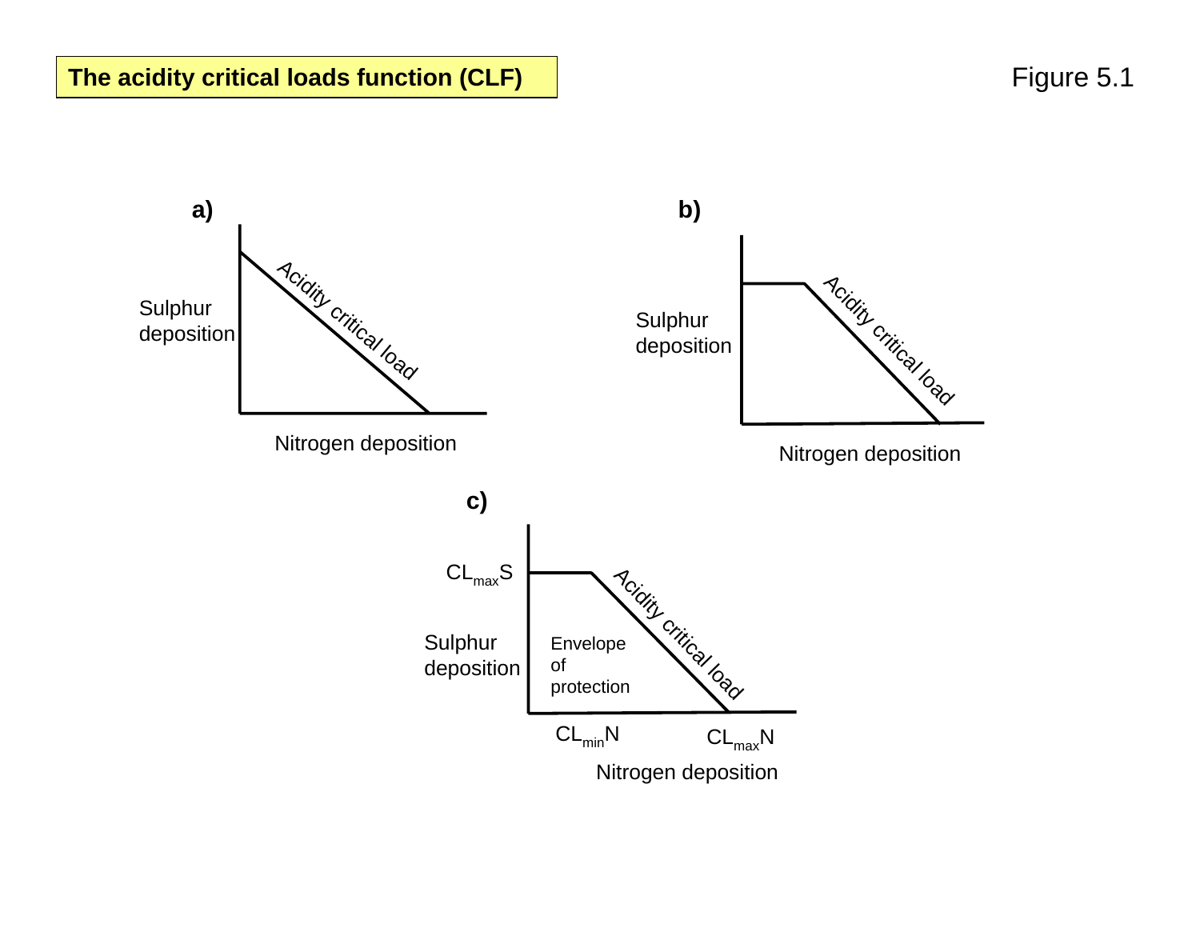**The acidity critical loads function (CLF)**

Figure 5.1

**a)**

Sulphur deposition

Acidity critical load

Nitrogen deposition

**b)**

Sulphur deposition

Acidity critical load

Nitrogen deposition

**c)**

$CL_{max}S$

Sulphur deposition

Envelope of protection

Acidity critical load

$CL_{min}N$

$CL_{max}N$

Nitrogen deposition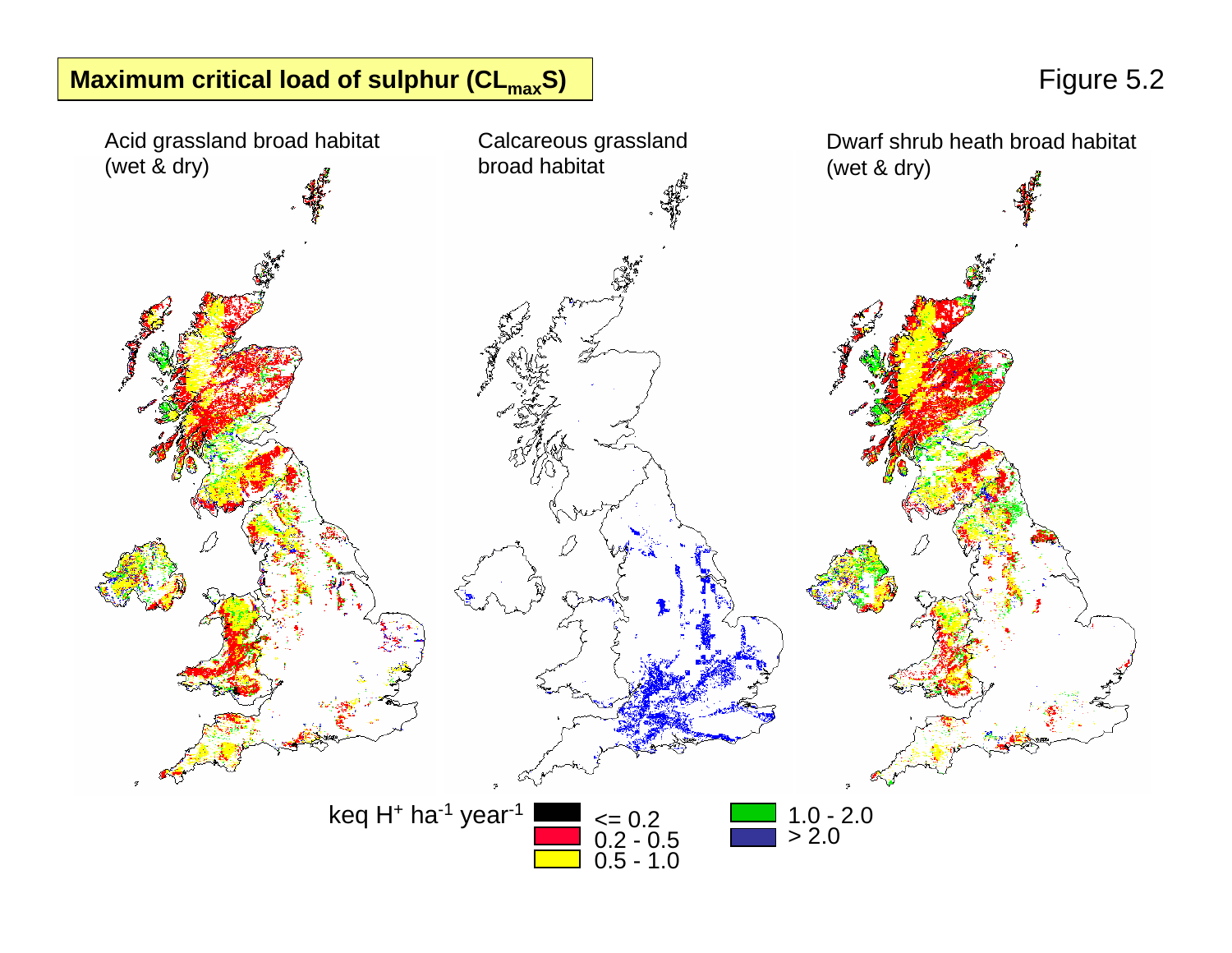# Maximum critical load of sulphur ($CL_{max}S$)

Figure 5.2

Acid grassland broad habitat (wet & dry)

Calcareous grassland broad habitat

Dwarf shrub heath broad habitat (wet & dry)

keq $H^{+}$ $ha^{-1}$ $year^{-1}$

- <= 0.2
- 0.2 - 0.5
- 0.5 - 1.0
- 1.0 - 2.0
- > 2.0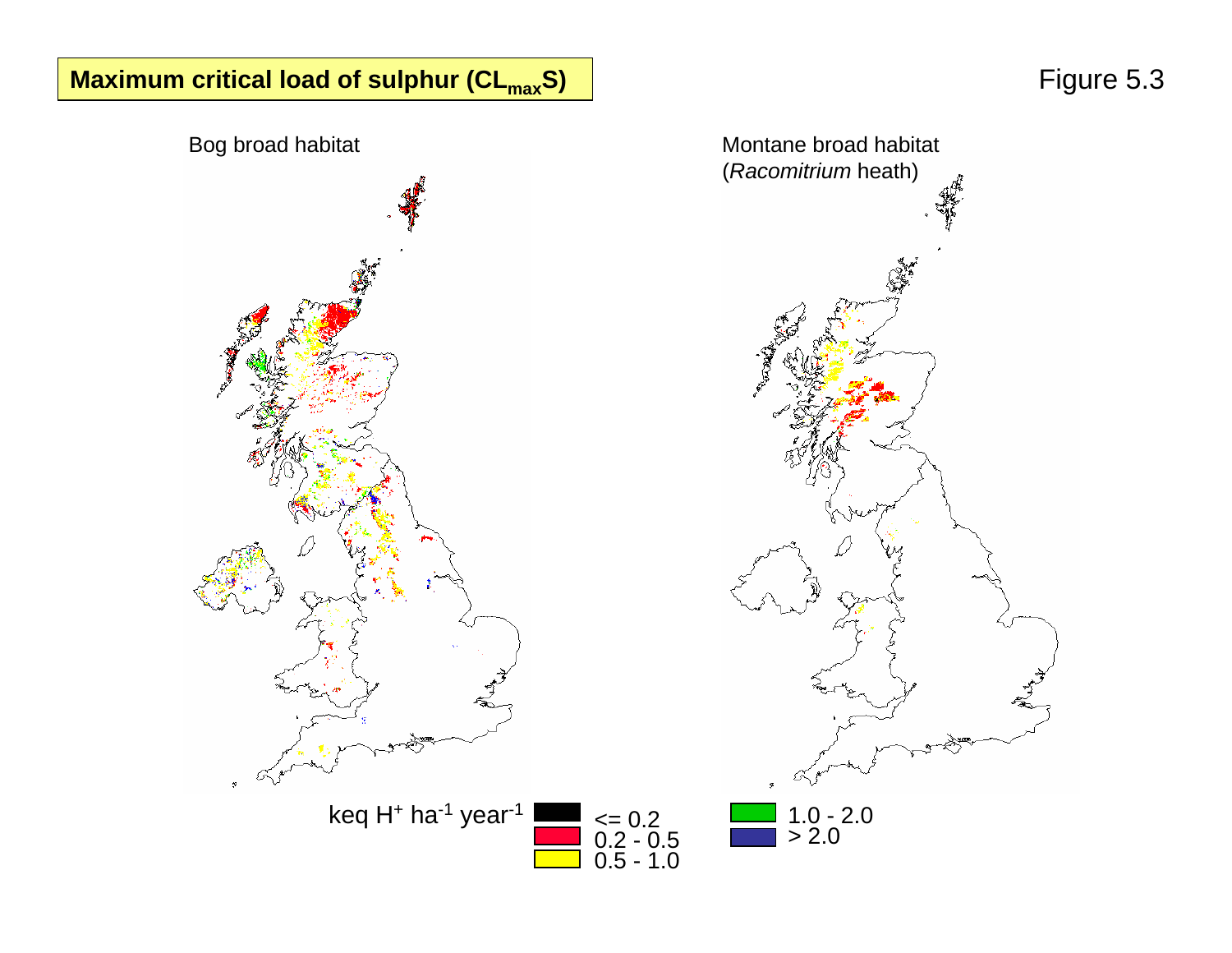# Maximum critical load of sulphur ($CL_{max}S$)

Figure 5.3

Bog broad habitat

Montane broad habitat (*Racomitrium* heath)

keq $H^+$ $ha^{-1}$ $year^{-1}$

- <= 0.2
- 0.2 - 0.5
- 0.5 - 1.0
- 1.0 - 2.0
- > 2.0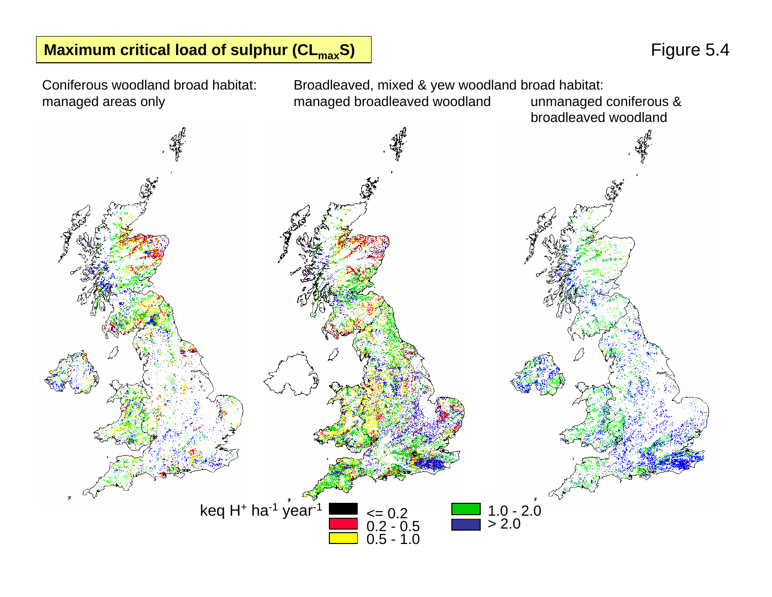**Maximum critical load of sulphur ($CL_{max}S$)**

Figure 5.4

Coniferous woodland broad habitat: managed areas only

Broadleaved, mixed & yew woodland broad habitat: managed broadleaved woodland

unmanaged coniferous & broadleaved woodland

keq $H^+$ $ha^{-1}$ $year^{-1}$

- <= 0.2
- 0.2 - 0.5
- 0.5 - 1.0
- 1.0 - 2.0
- > 2.0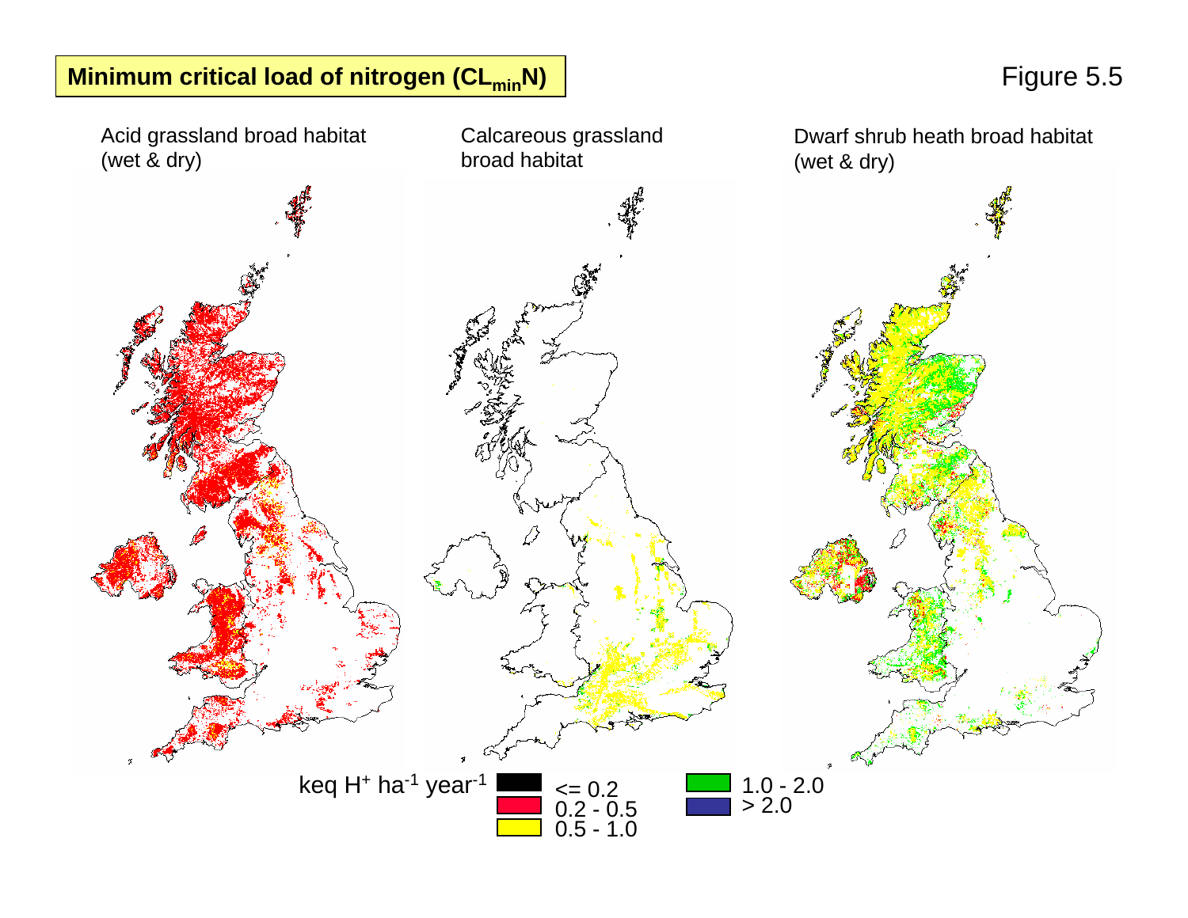# Minimum critical load of nitrogen ($CL_{min}N$)

Figure 5.5

Acid grassland broad habitat (wet & dry)

Calcareous grassland broad habitat

Dwarf shrub heath broad habitat (wet & dry)

keq $H^+$ $ha^{-1}$ $year^{-1}$

- <= 0.2
- 0.2 - 0.5
- 0.5 - 1.0
- 1.0 - 2.0
- > 2.0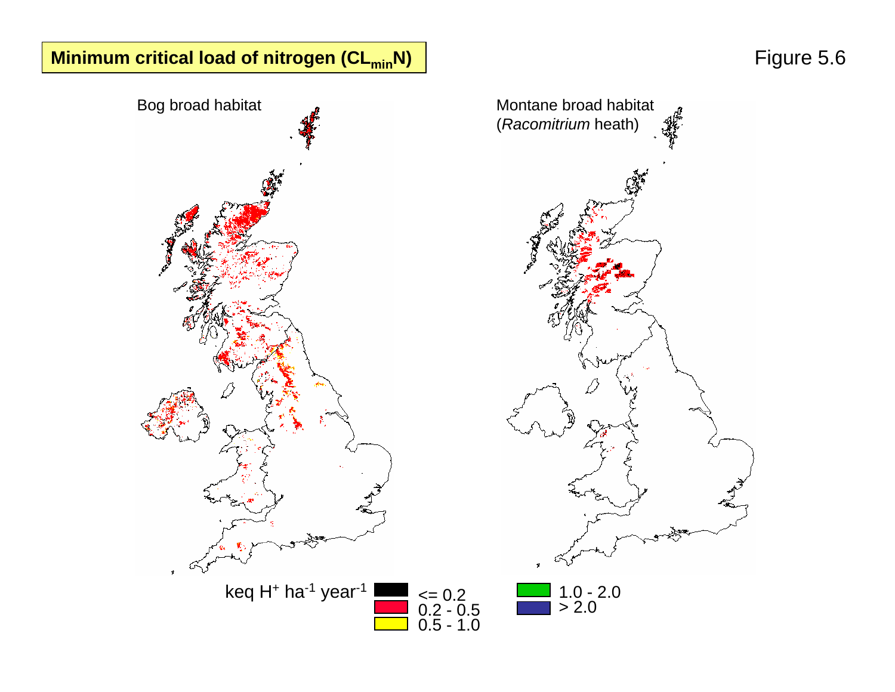# Minimum critical load of nitrogen ($CL_{min}N$)

Figure 5.6

Bog broad habitat

Montane broad habitat (*Racomitrium* heath)

keq $H^+$ $ha^{-1}$ $year^{-1}$

- <= 0.2
- 0.2 - 0.5
- 0.5 - 1.0
- 1.0 - 2.0
- \> 2.0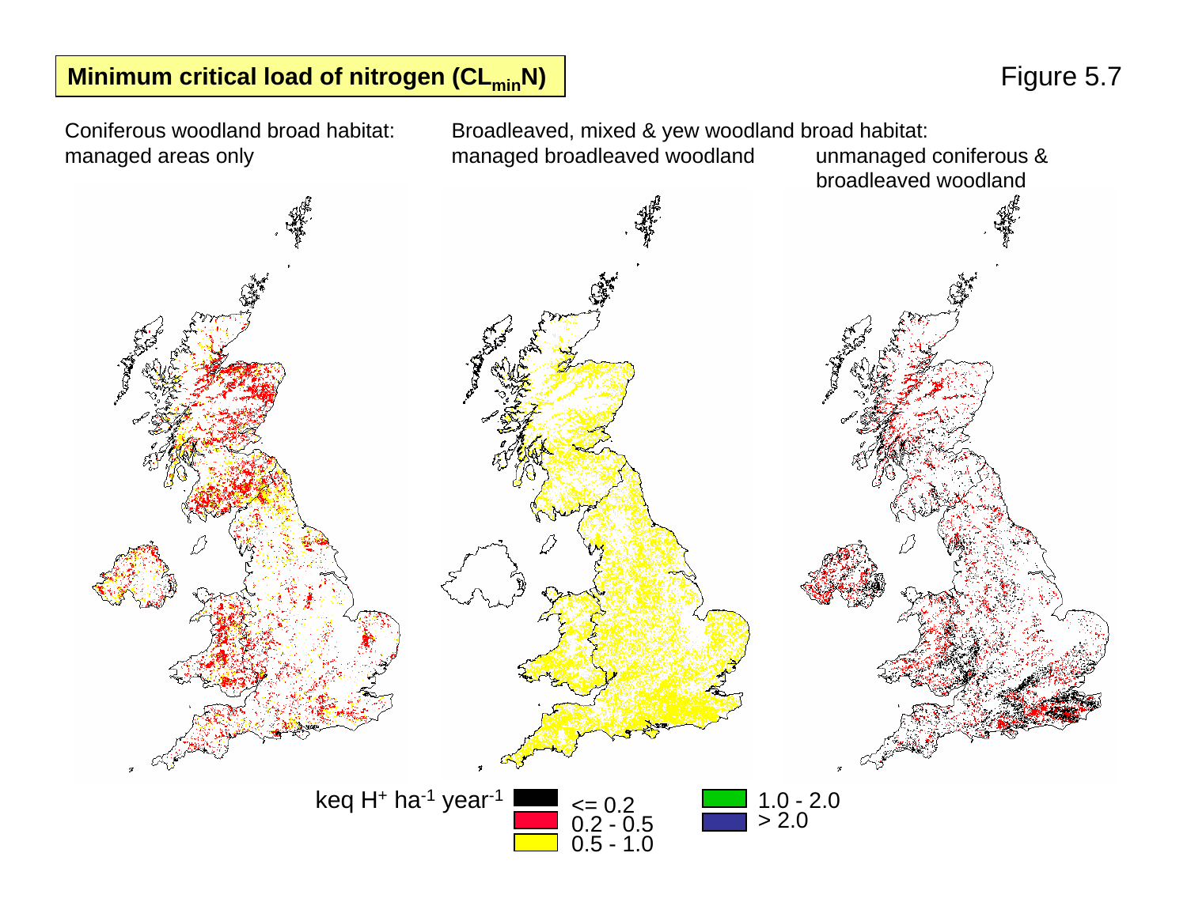# Minimum critical load of nitrogen ($CL_{min}N$)

Figure 5.7

Coniferous woodland broad habitat: managed areas only

Broadleaved, mixed & yew woodland broad habitat: managed broadleaved woodland

unmanaged coniferous & broadleaved woodland

keq $H^+$ $ha^{-1}$ $year^{-1}$

- <= 0.2
- 0.2 - 0.5
- 0.5 - 1.0
- 1.0 - 2.0
- > 2.0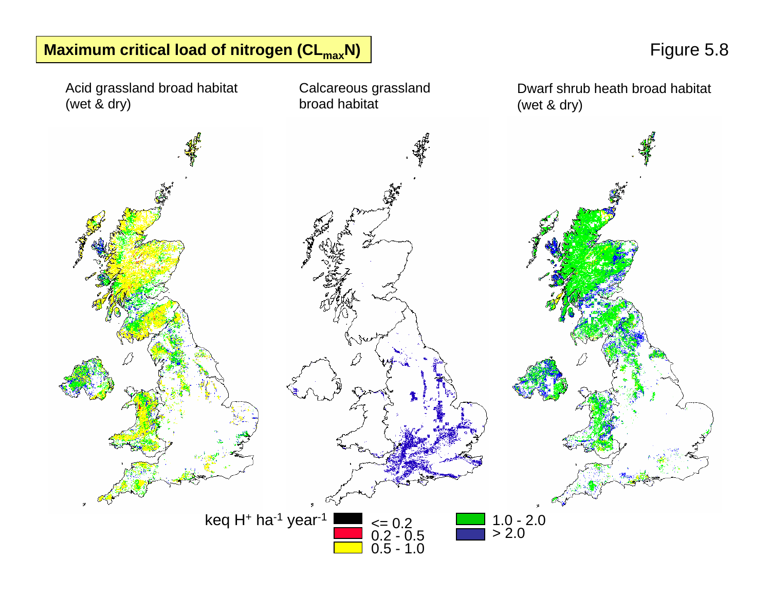# Maximum critical load of nitrogen ($CL_{max}N$)

Figure 5.8

Acid grassland broad habitat (wet & dry)

Calcareous grassland broad habitat

Dwarf shrub heath broad habitat (wet & dry)

keq $H^+$ $ha^{-1}$ $year^{-1}$

- <= 0.2
- 0.2 - 0.5
- 0.5 - 1.0
- 1.0 - 2.0
- > 2.0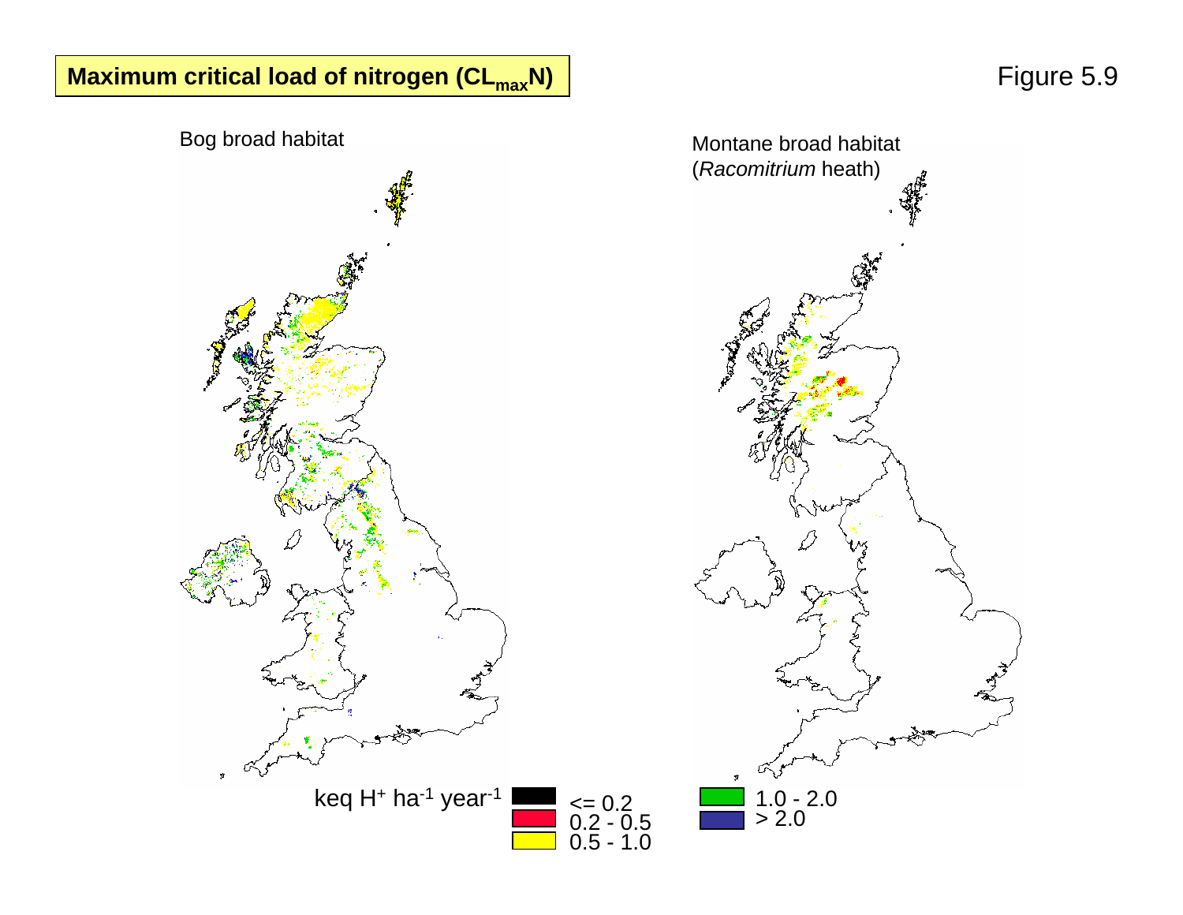# Maximum critical load of nitrogen ($CL_{max}N$)

Figure 5.9

Bog broad habitat

Montane broad habitat (*Racomitrium* heath)

keq $H^+$ $ha^{-1}$ $year^{-1}$

- <= 0.2
- 0.2 - 0.5
- 0.5 - 1.0
- 1.0 - 2.0
- > 2.0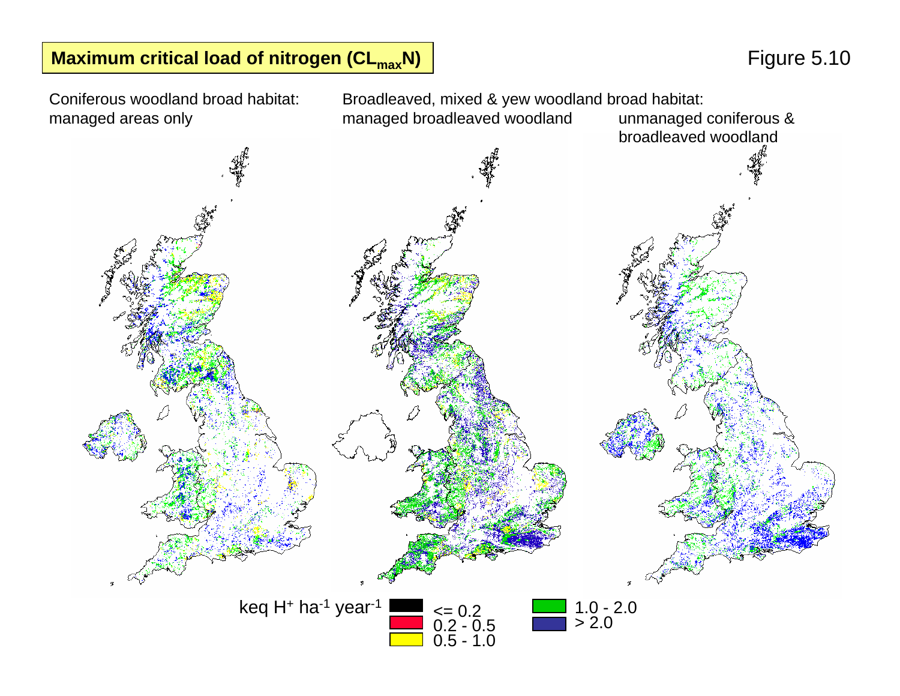**Maximum critical load of nitrogen ($CL_{max}N$)**

Figure 5.10

Coniferous woodland broad habitat: managed areas only

Broadleaved, mixed & yew woodland broad habitat: managed broadleaved woodland

unmanaged coniferous & broadleaved woodland

keq $H^+$ $ha^{-1}$ $year^{-1}$

<= 0.2

0.2 - 0.5

0.5 - 1.0

1.0 - 2.0

> 2.0